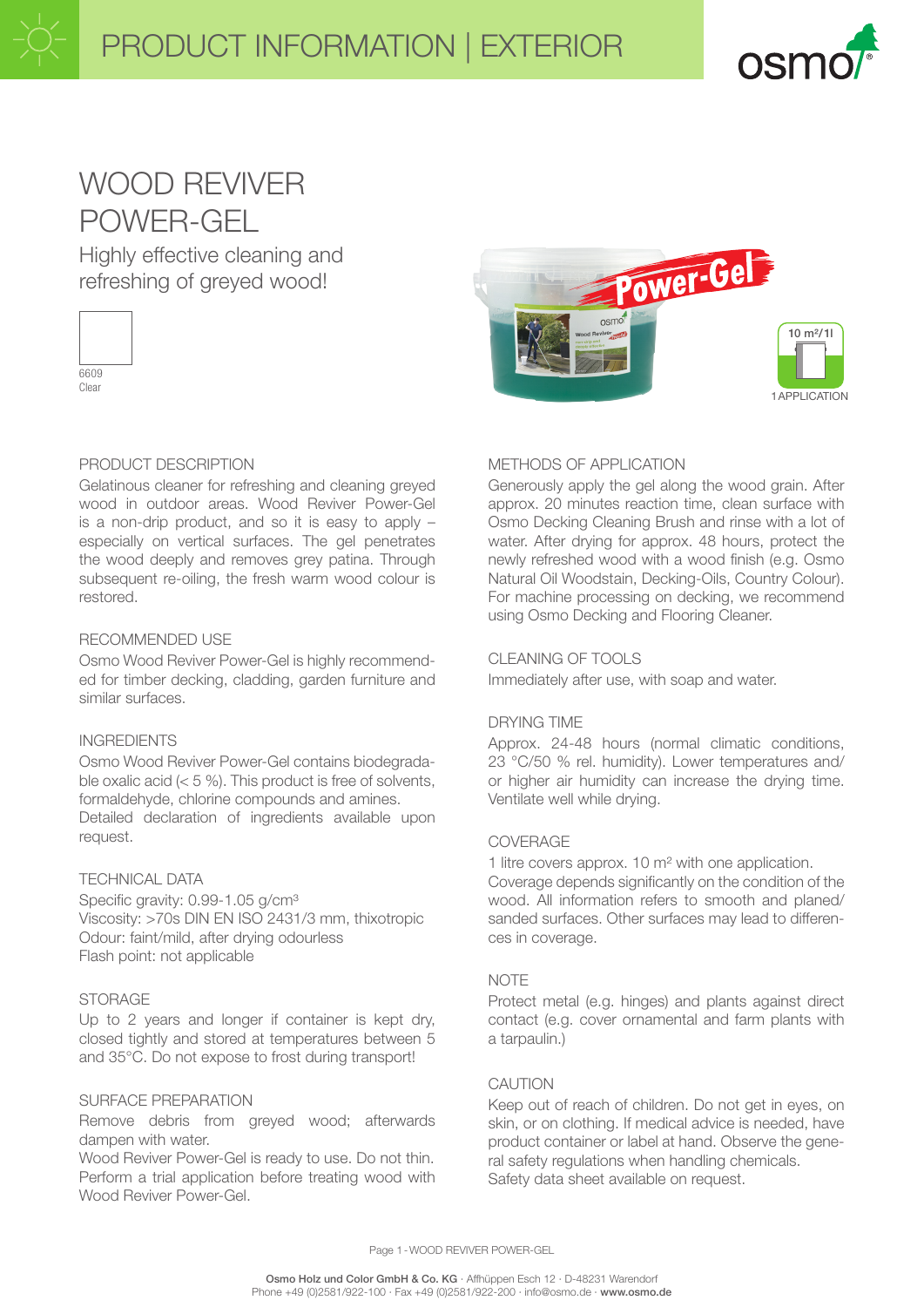# PRODUCT INFORMATION | EXTERIOR

# WOOD REVIVER POWER-GEL

Highly effective cleaning and refreshing of greyed wood!

6609
Clear

10 m²/1l
1 APPLICATION

## PRODUCT DESCRIPTION

Gelatinous cleaner for refreshing and cleaning greyed wood in outdoor areas. Wood Reviver Power-Gel is a non-drip product, and so it is easy to apply – especially on vertical surfaces. The gel penetrates the wood deeply and removes grey patina. Through subsequent re-oiling, the fresh warm wood colour is restored.

## RECOMMENDED USE

Osmo Wood Reviver Power-Gel is highly recommended for timber decking, cladding, garden furniture and similar surfaces.

## INGREDIENTS

Osmo Wood Reviver Power-Gel contains biodegradable oxalic acid (< 5 %). This product is free of solvents, formaldehyde, chlorine compounds and amines.
Detailed declaration of ingredients available upon request.

## TECHNICAL DATA

Specific gravity: 0.99-1.05 g/cm³
Viscosity: >70s DIN EN ISO 2431/3 mm, thixotropic
Odour: faint/mild, after drying odourless
Flash point: not applicable

## STORAGE

Up to 2 years and longer if container is kept dry, closed tightly and stored at temperatures between 5 and 35°C. Do not expose to frost during transport!

## SURFACE PREPARATION

Remove debris from greyed wood; afterwards dampen with water.
Wood Reviver Power-Gel is ready to use. Do not thin. Perform a trial application before treating wood with Wood Reviver Power-Gel.

## METHODS OF APPLICATION

Generously apply the gel along the wood grain. After approx. 20 minutes reaction time, clean surface with Osmo Decking Cleaning Brush and rinse with a lot of water. After drying for approx. 48 hours, protect the newly refreshed wood with a wood finish (e.g. Osmo Natural Oil Woodstain, Decking-Oils, Country Colour). For machine processing on decking, we recommend using Osmo Decking and Flooring Cleaner.

## CLEANING OF TOOLS

Immediately after use, with soap and water.

## DRYING TIME

Approx. 24-48 hours (normal climatic conditions, 23 °C/50 % rel. humidity). Lower temperatures and/or higher air humidity can increase the drying time. Ventilate well while drying.

## COVERAGE

1 litre covers approx. 10 m² with one application. Coverage depends significantly on the condition of the wood. All information refers to smooth and planed/sanded surfaces. Other surfaces may lead to differences in coverage.

## NOTE

Protect metal (e.g. hinges) and plants against direct contact (e.g. cover ornamental and farm plants with a tarpaulin.)

## CAUTION

Keep out of reach of children. Do not get in eyes, on skin, or on clothing. If medical advice is needed, have product container or label at hand. Observe the general safety regulations when handling chemicals.
Safety data sheet available on request.

**Osmo Holz und Color GmbH & Co. KG** · Affhüppen Esch 12 · D-48231 Warendorf
Phone +49 (0)2581/922-100 · Fax +49 (0)2581/922-200 · info@osmo.de · **www.osmo.de**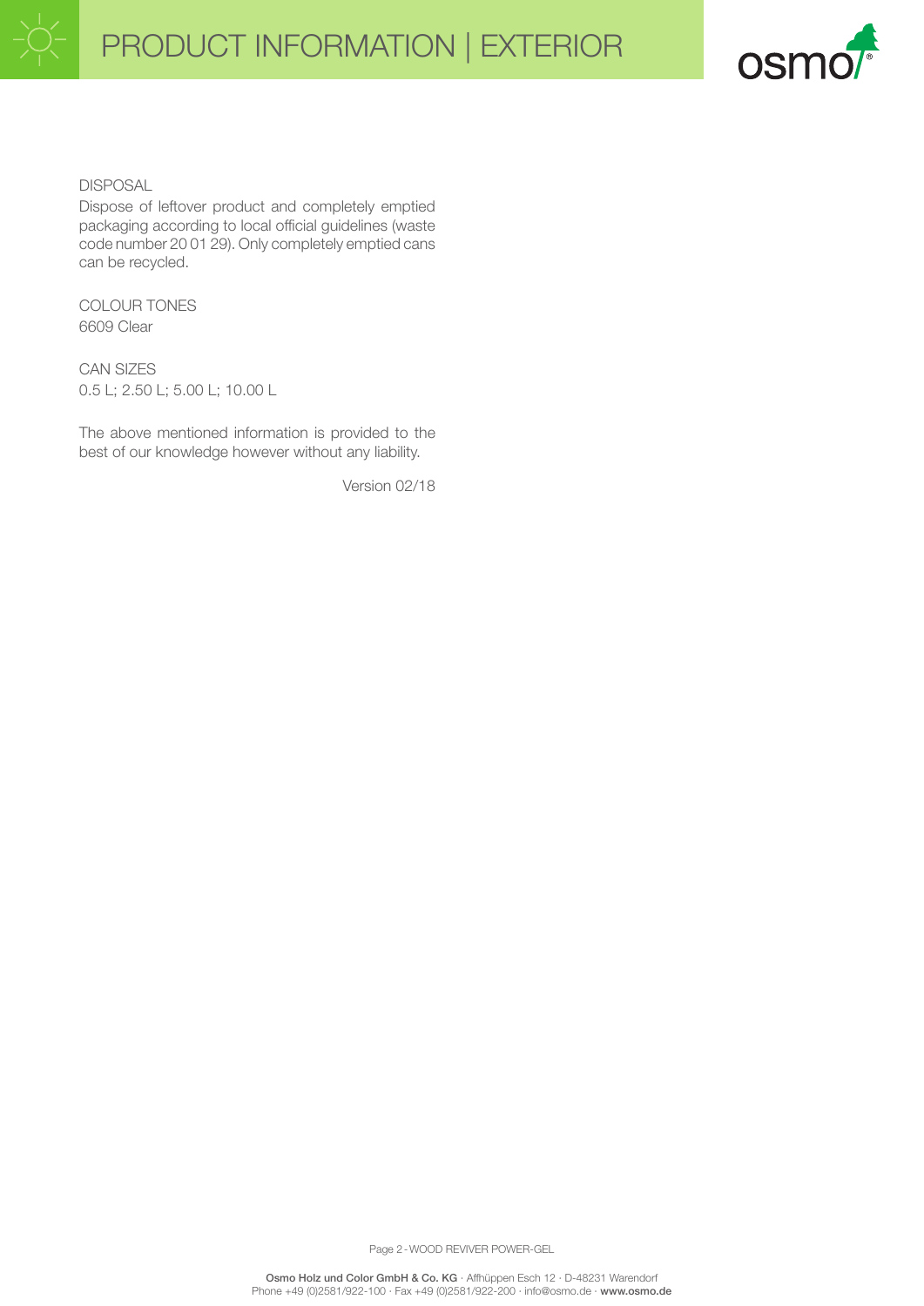## DISPOSAL

Dispose of leftover product and completely emptied packaging according to local official guidelines (waste code number 20 01 29). Only completely emptied cans can be recycled.

## COLOUR TONES

6609 Clear

## CAN SIZES

0.5 L; 2.50 L; 5.00 L; 10.00 L

The above mentioned information is provided to the best of our knowledge however without any liability.

Version 02/18